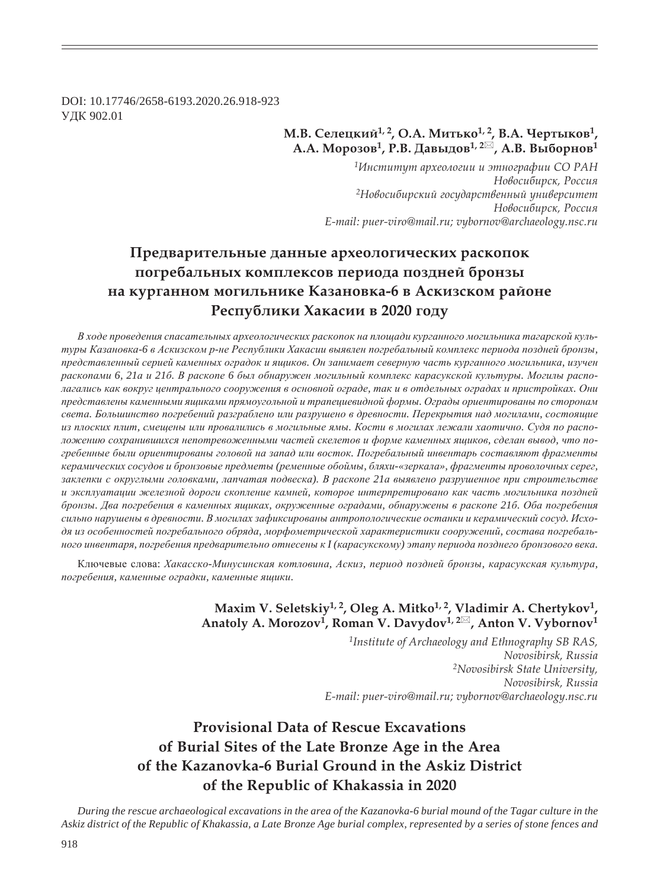DOI: 10.17746/2658-6193.2020.26.918-923
УДК 902.01

**М.В. Селецкий[1, 2], О.А. Митько[1, 2], В.А. Чертыков[1], А.А. Морозов[1], Р.В. Давыдов[1, 2]✉, А.В. Выборнов[1]**

*[1]Институт археологии и этнографии СО РАН*
*Новосибирск, Россия*
*[2]Новосибирский государственный университет*
*Новосибирск, Россия*
*E-mail: puer-viro@mail.ru; vybornov@archaeology.nsc.ru*

# Предварительные данные археологических раскопок погребальных комплексов периода поздней бронзы на курганном могильнике Казановка-6 в Аскизском районе Республики Хакасии в 2020 году

*В ходе проведения спасательных археологических раскопок на площади курганного могильника тагарской культуры Казановка-6 в Аскизском р-не Республики Хакасии выявлен погребальный комплекс периода поздней бронзы, представленный серией каменных оградок и ящиков. Он занимает северную часть курганного могильника, изучен раскопами 6, 21а и 21б. В раскопе 6 был обнаружен могильный комплекс карасукской культуры. Могилы располагались как вокруг центрального сооружения в основной ограде, так и в отдельных оградах и пристройках. Они представлены каменными ящиками прямоугольной и трапециевидной формы. Ограды ориентированы по сторонам света. Большинство погребений разграблено или разрушено в древности. Перекрытия над могилами, состоящие из плоских плит, смещены или провалились в могильные ямы. Кости в могилах лежали хаотично. Судя по расположению сохранившихся непотревоженными частей скелетов и форме каменных ящиков, сделан вывод, что погребенные были ориентированы головой на запад или восток. Погребальный инвентарь составляют фрагменты керамических сосудов и бронзовые предметы (ременные обоймы, бляхи-«зеркала», фрагменты проволочных серег, заклепки с округлыми головками, лапчатая подвеска). В раскопе 21а выявлено разрушенное при строительстве и эксплуатации железной дороги скопление камней, которое интерпретировано как часть могильника поздней бронзы. Два погребения в каменных ящиках, окруженные оградами, обнаружены в раскопе 21б. Оба погребения сильно нарушены в древности. В могилах зафиксированы антропологические останки и керамический сосуд. Исходя из особенностей погребального обряда, морфометрической характеристики сооружений, состава погребального инвентаря, погребения предварительно отнесены к I (карасукскому) этапу периода позднего бронзового века.*

Ключевые слова: *Хакасско-Минусинская котловина, Аскиз, период поздней бронзы, карасукская культура, погребения, каменные оградки, каменные ящики.*

**Maxim V. Seletskiy[1, 2], Oleg A. Mitko[1, 2], Vladimir A. Chertykov[1], Anatoly A. Morozov[1], Roman V. Davydov[1, 2]✉, Anton V. Vybornov[1]**

*[1]Institute of Archaeology and Ethnography SB RAS,*
*Novosibirsk, Russia*
*[2]Novosibirsk State University,*
*Novosibirsk, Russia*
*E-mail: puer-viro@mail.ru; vybornov@archaeology.nsc.ru*

# Provisional Data of Rescue Excavations of Burial Sites of the Late Bronze Age in the Area of the Kazanovka-6 Burial Ground in the Askiz District of the Republic of Khakassia in 2020

*During the rescue archaeological excavations in the area of the Kazanovka-6 burial mound of the Tagar culture in the Askiz district of the Republic of Khakassia, a Late Bronze Age burial complex, represented by a series of stone fences and*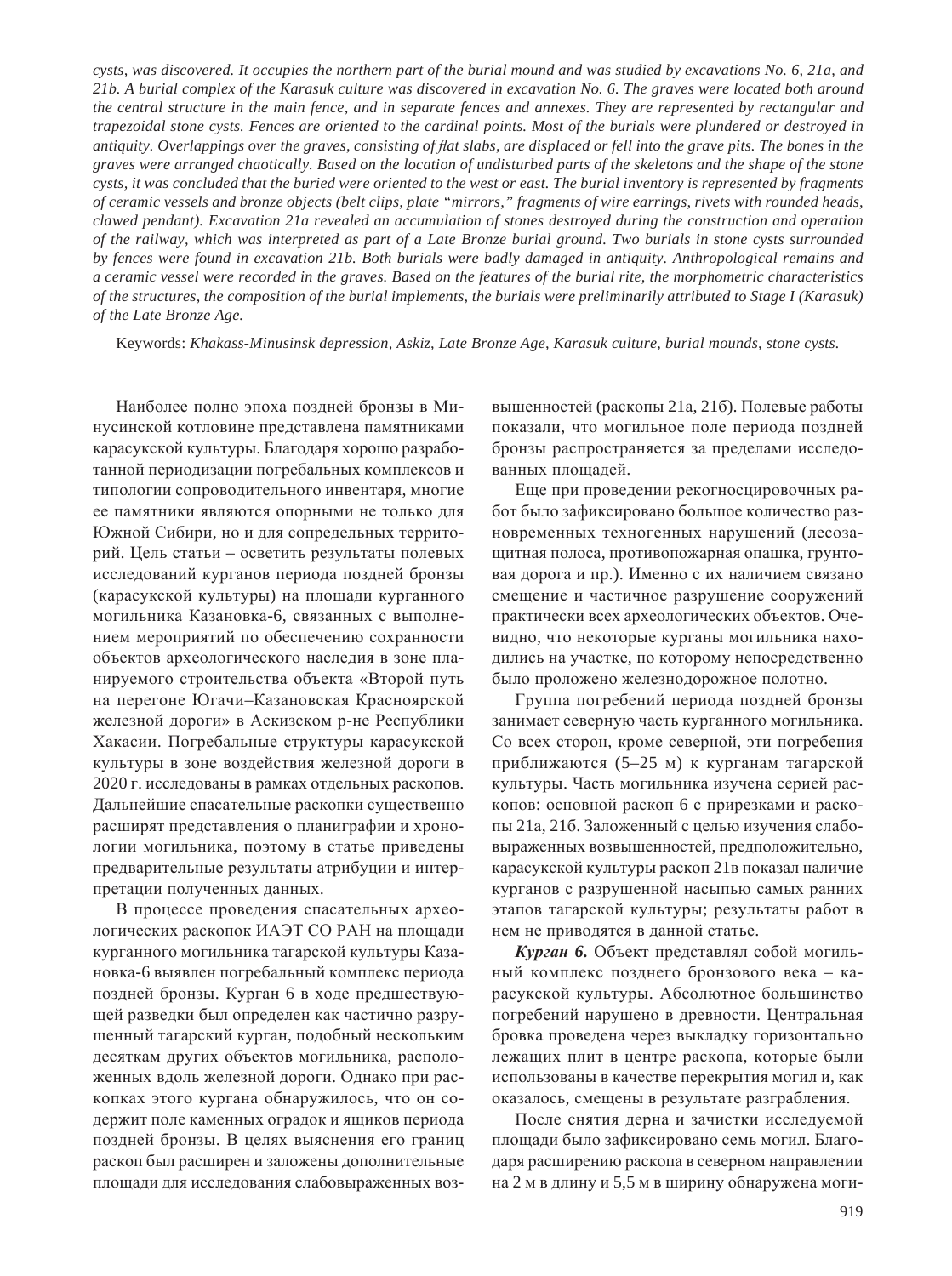*cysts, was discovered. It occupies the northern part of the burial mound and was studied by excavations No. 6, 21a, and 21b. A burial complex of the Karasuk culture was discovered in excavation No. 6. The graves were located both around the central structure in the main fence, and in separate fences and annexes. They are represented by rectangular and trapezoidal stone cysts. Fences are oriented to the cardinal points. Most of the burials were plundered or destroyed in antiquity. Overlappings over the graves, consisting of flat slabs, are displaced or fell into the grave pits. The bones in the graves were arranged chaotically. Based on the location of undisturbed parts of the skeletons and the shape of the stone cysts, it was concluded that the buried were oriented to the west or east. The burial inventory is represented by fragments of ceramic vessels and bronze objects (belt clips, plate "mirrors," fragments of wire earrings, rivets with rounded heads, clawed pendant). Excavation 21a revealed an accumulation of stones destroyed during the construction and operation of the railway, which was interpreted as part of a Late Bronze burial ground. Two burials in stone cysts surrounded by fences were found in excavation 21b. Both burials were badly damaged in antiquity. Anthropological remains and a ceramic vessel were recorded in the graves. Based on the features of the burial rite, the morphometric characteristics of the structures, the composition of the burial implements, the burials were preliminarily attributed to Stage I (Karasuk) of the Late Bronze Age.*

Keywords: *Khakass-Minusinsk depression, Askiz, Late Bronze Age, Karasuk culture, burial mounds, stone cysts.*

Наиболее полно эпоха поздней бронзы в Минусинской котловине представлена памятниками карасукской культуры. Благодаря хорошо разработанной периодизации погребальных комплексов и типологии сопроводительного инвентаря, многие ее памятники являются опорными не только для Южной Сибири, но и для сопредельных территорий. Цель статьи – осветить результаты полевых исследований курганов периода поздней бронзы (карасукской культуры) на площади курганного могильника Казановка-6, связанных с выполнением мероприятий по обеспечению сохранности объектов археологического наследия в зоне планируемого строительства объекта «Второй путь на перегоне Югачи–Казановская Красноярской железной дороги» в Аскизском р-не Республики Хакасии. Погребальные структуры карасукской культуры в зоне воздействия железной дороги в 2020 г. исследованы в рамках отдельных раскопов. Дальнейшие спасательные раскопки существенно расширят представления о планиграфии и хронологии могильника, поэтому в статье приведены предварительные результаты атрибуции и интерпретации полученных данных.

В процессе проведения спасательных археологических раскопок ИАЭТ СО РАН на площади курганного могильника тагарской культуры Казановка-6 выявлен погребальный комплекс периода поздней бронзы. Курган 6 в ходе предшествующей разведки был определен как частично разрушенный тагарский курган, подобный нескольким десяткам других объектов могильника, расположенных вдоль железной дороги. Однако при раскопках этого кургана обнаружилось, что он содержит поле каменных оградок и ящиков периода поздней бронзы. В целях выяснения его границ раскоп был расширен и заложены дополнительные площади для исследования слабовыраженных возвышенностей (раскопы 21а, 21б). Полевые работы показали, что могильное поле периода поздней бронзы распространяется за пределами исследованных площадей.

Еще при проведении рекогносцировочных работ было зафиксировано большое количество разновременных техногенных нарушений (лесозащитная полоса, противопожарная опашка, грунтовая дорога и пр.). Именно с их наличием связано смещение и частичное разрушение сооружений практически всех археологических объектов. Очевидно, что некоторые курганы могильника находились на участке, по которому непосредственно было проложено железнодорожное полотно.

Группа погребений периода поздней бронзы занимает северную часть курганного могильника. Со всех сторон, кроме северной, эти погребения приближаются (5–25 м) к курганам тагарской культуры. Часть могильника изучена серией раскопов: основной раскоп 6 с прирезками и раскопы 21а, 21б. Заложенный с целью изучения слабовыраженных возвышенностей, предположительно, карасукской культуры раскоп 21в показал наличие курганов с разрушенной насыпью самых ранних этапов тагарской культуры; результаты работ в нем не приводятся в данной статье.

***Курган 6.*** Объект представлял собой могильный комплекс позднего бронзового века – карасукской культуры. Абсолютное большинство погребений нарушено в древности. Центральная бровка проведена через выкладку горизонтально лежащих плит в центре раскопа, которые были использованы в качестве перекрытия могил и, как оказалось, смещены в результате разграбления.

После снятия дерна и зачистки исследуемой площади было зафиксировано семь могил. Благодаря расширению раскопа в северном направлении на 2 м в длину и 5,5 м в ширину обнаружена моги-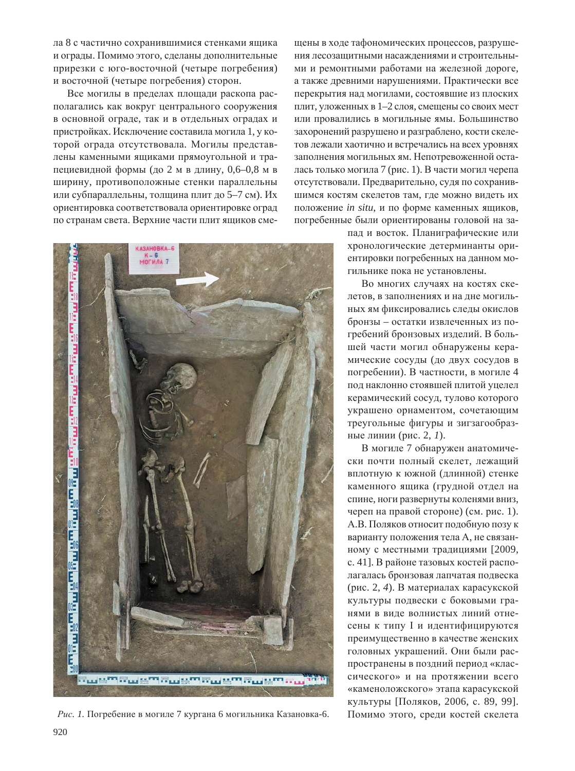ла 8 с частично сохранившимися стенками ящика и ограды. Помимо этого, сделаны дополнительные прирезки с юго-восточной (четыре погребения) и восточной (четыре погребения) сторон.

Все могилы в пределах площади раскопа располагались как вокруг центрального сооружения в основной ограде, так и в отдельных оградах и пристройках. Исключение составила могила 1, у которой ограда отсутствовала. Могилы представлены каменными ящиками прямоугольной и трапециевидной формы (до 2 м в длину, 0,6–0,8 м в ширину, противоположные стенки параллельны или субпараллельны, толщина плит до 5–7 см). Их ориентировка соответствовала ориентировке оград по странам света. Верхние части плит ящиков смещены в ходе тафономических процессов, разрушения лесозащитными насаждениями и строительными и ремонтными работами на железной дороге, а также древними нарушениями. Практически все перекрытия над могилами, состоявшие из плоских плит, уложенных в 1–2 слоя, смещены со своих мест или провалились в могильные ямы. Большинство захоронений разрушено и разграблено, кости скелетов лежали хаотично и встречались на всех уровнях заполнения могильных ям. Непотревоженной осталась только могила 7 (рис. 1). В части могил черепа отсутствовали. Предварительно, судя по сохранившимся костям скелетов там, где можно видеть их положение *in situ*, и по форме каменных ящиков, погребенные были ориентированы головой на запад и восток. Планиграфические или хронологические детерминанты ориентировки погребенных на данном могильнике пока не установлены.

*Рис. 1.* Погребение в могиле 7 кургана 6 могильника Казановка-6.

Во многих случаях на костях скелетов, в заполнениях и на дне могильных ям фиксировались следы окислов бронзы – остатки извлеченных из погребений бронзовых изделий. В большей части могил обнаружены керамические сосуды (до двух сосудов в погребении). В частности, в могиле 4 под наклонно стоявшей плитой уцелел керамический сосуд, тулово которого украшено орнаментом, сочетающим треугольные фигуры и зигзагообразные линии (рис. 2, *1*).

В могиле 7 обнаружен анатомически почти полный скелет, лежащий вплотную к южной (длинной) стенке каменного ящика (грудной отдел на спине, ноги развернуты коленями вниз, череп на правой стороне) (см. рис. 1). А.В. Поляков относит подобную позу к варианту положения тела А, не связанному с местными традициями [2009, с. 41]. В районе тазовых костей располагалась бронзовая лапчатая подвеска (рис. 2, *4*). В материалах карасукской культуры подвески с боковыми гранями в виде волнистых линий отнесены к типу I и идентифицируются преимущественно в качестве женских головных украшений. Они были распространены в поздний период «классического» и на протяжении всего «каменоложского» этапа карасукской культуры [Поляков, 2006, с. 89, 99]. Помимо этого, среди костей скелета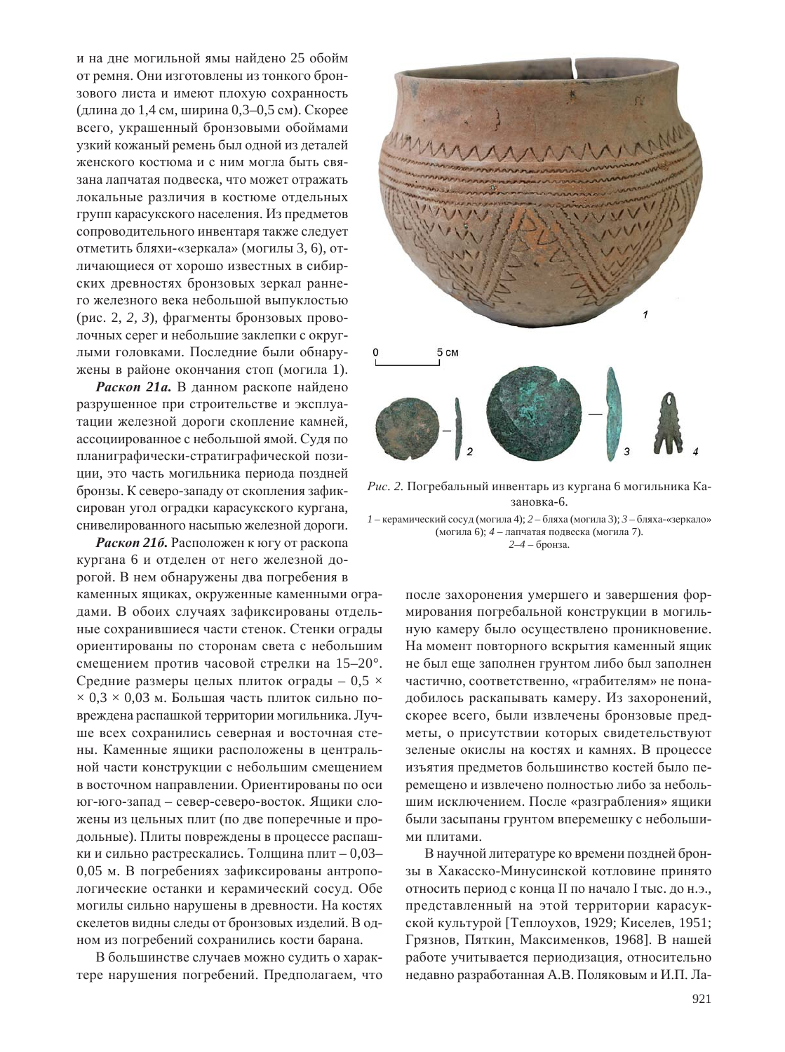и на дне могильной ямы найдено 25 обойм от ремня. Они изготовлены из тонкого бронзового листа и имеют плохую сохранность (длина до 1,4 см, ширина 0,3–0,5 см). Скорее всего, украшенный бронзовыми обоймами узкий кожаный ремень был одной из деталей женского костюма и с ним могла быть связана лапчатая подвеска, что может отражать локальные различия в костюме отдельных групп карасукского населения. Из предметов сопроводительного инвентаря также следует отметить бляхи-«зеркала» (могилы 3, 6), отличающиеся от хорошо известных в сибирских древностях бронзовых зеркал раннего железного века небольшой выпуклостью (рис. 2, *2*, *3*), фрагменты бронзовых проволочных серег и небольшие заклепки с округлыми головками. Последние были обнаружены в районе окончания стоп (могила 1).

***Раскоп 21а.*** В данном раскопе найдено разрушенное при строительстве и эксплуатации железной дороги скопление камней, ассоциированное с небольшой ямой. Судя по планиграфически-стратиграфической позиции, это часть могильника периода поздней бронзы. К северо-западу от скопления зафиксирован угол оградки карасукского кургана, снивелированного насыпью железной дороги.

***Раскоп 21б.*** Расположен к югу от раскопа кургана 6 и отделен от него железной дорогой. В нем обнаружены два погребения в каменных ящиках, окруженные каменными оградами. В обоих случаях зафиксированы отдельные сохранившиеся части стенок. Стенки ограды ориентированы по сторонам света с небольшим смещением против часовой стрелки на 15–20°. Средние размеры целых плиток ограды – 0,5 × × 0,3 × 0,03 м. Большая часть плиток сильно повреждена распашкой территории могильника. Лучше всех сохранились северная и восточная стены. Каменные ящики расположены в центральной части конструкции с небольшим смещением в восточном направлении. Ориентированы по оси юг-юго-запад – север-северо-восток. Ящики сложены из цельных плит (по две поперечные и продольные). Плиты повреждены в процессе распашки и сильно растрескались. Толщина плит – 0,03–0,05 м. В погребениях зафиксированы антропологические останки и керамический сосуд. Обе могилы сильно нарушены в древности. На костях скелетов видны следы от бронзовых изделий. В одном из погребений сохранились кости барана.

В большинстве случаев можно судить о характере нарушения погребений. Предполагаем, что

*Рис. 2.* Погребальный инвентарь из кургана 6 могильника Казановка-6.

*1* – керамический сосуд (могила 4); *2* – бляха (могила 3); *3* – бляха-«зеркало» (могила 6); *4* – лапчатая подвеска (могила 7).
*2–4* – бронза.

после захоронения умершего и завершения формирования погребальной конструкции в могильную камеру было осуществлено проникновение. На момент повторного вскрытия каменный ящик не был еще заполнен грунтом либо был заполнен частично, соответственно, «грабителям» не понадобилось раскапывать камеру. Из захоронений, скорее всего, были извлечены бронзовые предметы, о присутствии которых свидетельствуют зеленые окислы на костях и камнях. В процессе изъятия предметов большинство костей было перемещено и извлечено полностью либо за небольшим исключением. После «разграбления» ящики были засыпаны грунтом вперемешку с небольшими плитами.

В научной литературе ко времени поздней бронзы в Хакасско-Минусинской котловине принято относить период с конца II по начало I тыс. до н.э., представленный на этой территории карасукской культурой [Теплоухов, 1929; Киселев, 1951; Грязнов, Пяткин, Максименков, 1968]. В нашей работе учитывается периодизация, относительно недавно разработанная А.В. Поляковым и И.П. Ла-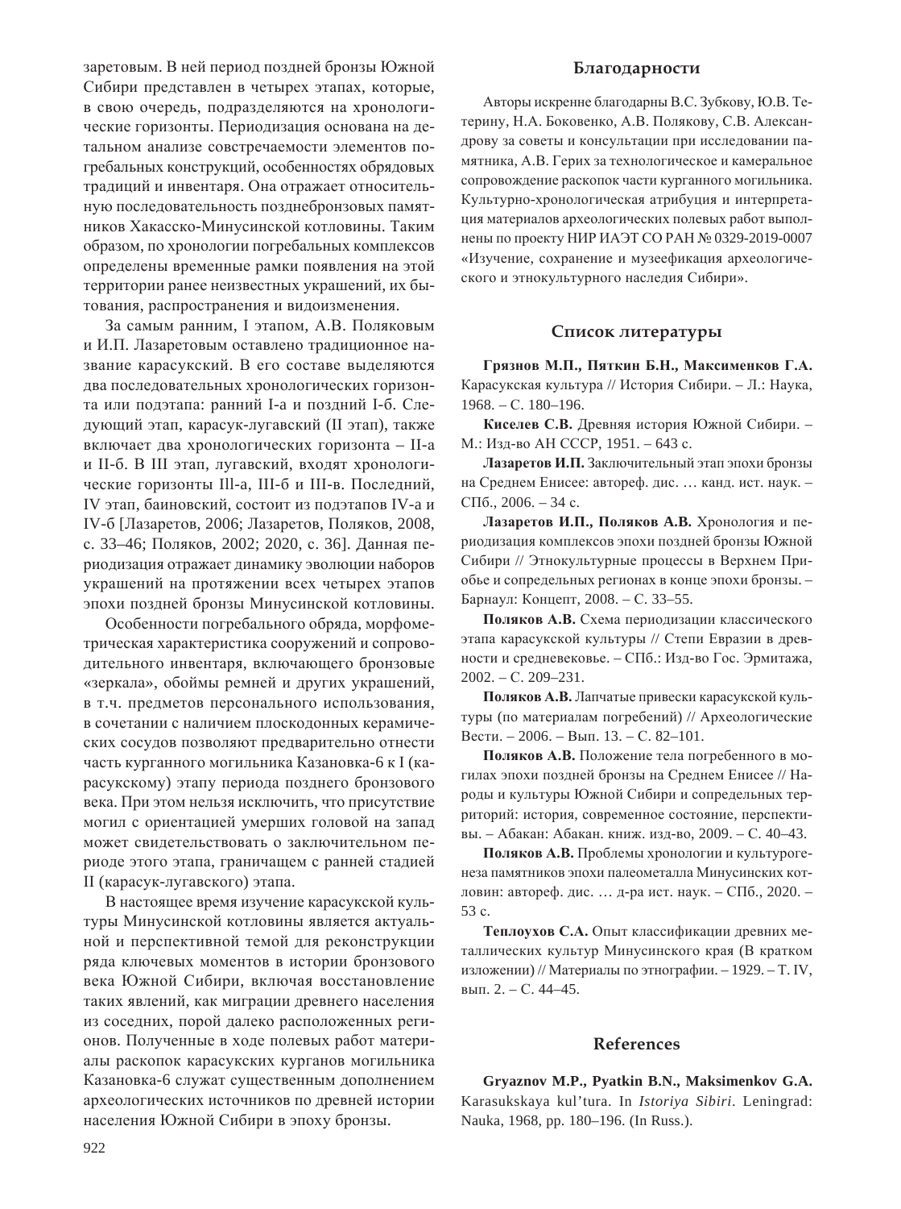заретовым. В ней период поздней бронзы Южной Сибири представлен в четырех этапах, которые, в свою очередь, подразделяются на хронологические горизонты. Периодизация основана на детальном анализе совстречаемости элементов погребальных конструкций, особенностях обрядовых традиций и инвентаря. Она отражает относительную последовательность позднебронзовых памятников Хакасско-Минусинской котловины. Таким образом, по хронологии погребальных комплексов определены временные рамки появления на этой территории ранее неизвестных украшений, их бытования, распространения и видоизменения.

За самым ранним, I этапом, А.В. Поляковым и И.П. Лазаретовым оставлено традиционное название карасукский. В его составе выделяются два последовательных хронологических горизонта или подэтапа: ранний I-а и поздний I-б. Следующий этап, карасук-лугавский (II этап), также включает два хронологических горизонта – II-а и II-б. В III этап, лугавский, входят хронологические горизонты III-а, III-б и III-в. Последний, IV этап, баиновский, состоит из подэтапов IV-а и IV-б [Лазаретов, 2006; Лазаретов, Поляков, 2008, с. 33–46; Поляков, 2002; 2020, с. 36]. Данная периодизация отражает динамику эволюции наборов украшений на протяжении всех четырех этапов эпохи поздней бронзы Минусинской котловины.

Особенности погребального обряда, морфометрическая характеристика сооружений и сопроводительного инвентаря, включающего бронзовые «зеркала», обоймы ремней и других украшений, в т.ч. предметов персонального использования, в сочетании с наличием плоскодонных керамических сосудов позволяют предварительно отнести часть курганного могильника Казановка-6 к I (карасукскому) этапу периода позднего бронзового века. При этом нельзя исключить, что присутствие могил с ориентацией умерших головой на запад может свидетельствовать о заключительном периоде этого этапа, граничащем с ранней стадией II (карасук-лугавского) этапа.

В настоящее время изучение карасукской культуры Минусинской котловины является актуальной и перспективной темой для реконструкции ряда ключевых моментов в истории бронзового века Южной Сибири, включая восстановление таких явлений, как миграции древнего населения из соседних, порой далеко расположенных регионов. Полученные в ходе полевых работ материалы раскопок карасукских курганов могильника Казановка-6 служат существенным дополнением археологических источников по древней истории населения Южной Сибири в эпоху бронзы.

## Благодарности

Авторы искренне благодарны В.С. Зубкову, Ю.В. Тетерину, Н.А. Боковенко, А.В. Полякову, С.В. Александрову за советы и консультации при исследовании памятника, А.В. Герих за технологическое и камеральное сопровождение раскопок части курганного могильника. Культурно-хронологическая атрибуция и интерпретация материалов археологических полевых работ выполнены по проекту НИР ИАЭТ СО РАН № 0329-2019-0007 «Изучение, сохранение и музеефикация археологического и этнокультурного наследия Сибири».

## Список литературы

**Грязнов М.П., Пяткин Б.Н., Максименков Г.А.** Карасукская культура // История Сибири. – Л.: Наука, 1968. – С. 180–196.

**Киселев С.В.** Древняя история Южной Сибири. – М.: Изд-во АН СССР, 1951. – 643 с.

**Лазаретов И.П.** Заключительный этап эпохи бронзы на Среднем Енисее: автореф. дис. … канд. ист. наук. – СПб., 2006. – 34 с.

**Лазаретов И.П., Поляков А.В.** Хронология и периодизация комплексов эпохи поздней бронзы Южной Сибири // Этнокультурные процессы в Верхнем Приобье и сопредельных регионах в конце эпохи бронзы. – Барнаул: Концепт, 2008. – С. 33–55.

**Поляков А.В.** Схема периодизации классического этапа карасукской культуры // Степи Евразии в древности и средневековье. – СПб.: Изд-во Гос. Эрмитажа, 2002. – С. 209–231.

**Поляков А.В.** Лапчатые привески карасукской культуры (по материалам погребений) // Археологические Вести. – 2006. – Вып. 13. – С. 82–101.

**Поляков А.В.** Положение тела погребенного в могилах эпохи поздней бронзы на Среднем Енисее // Народы и культуры Южной Сибири и сопредельных территорий: история, современное состояние, перспективы. – Абакан: Абакан. книж. изд-во, 2009. – С. 40–43.

**Поляков А.В.** Проблемы хронологии и культурогенеза памятников эпохи палеометалла Минусинских котловин: автореф. дис. … д-ра ист. наук. – СПб., 2020. – 53 с.

**Теплоухов С.А.** Опыт классификации древних металлических культур Минусинского края (В кратком изложении) // Материалы по этнографии. – 1929. – Т. IV, вып. 2. – С. 44–45.

## References

**Gryaznov M.P., Pyatkin B.N., Maksimenkov G.A.** Karasukskaya kul'tura. In *Istoriya Sibiri*. Leningrad: Nauka, 1968, pp. 180–196. (In Russ.).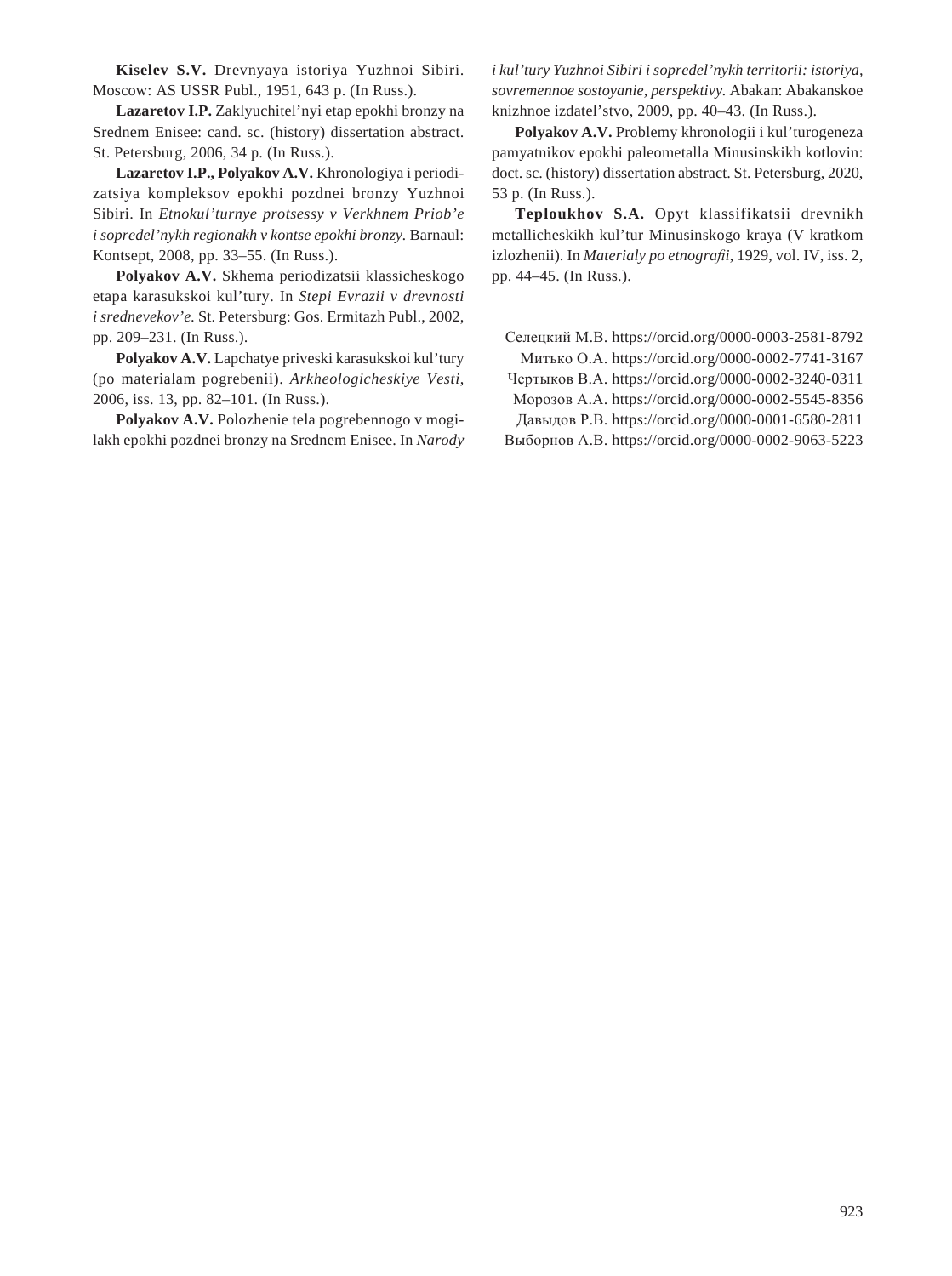**Kiselev S.V.** Drevnyaya istoriya Yuzhnoi Sibiri. Moscow: AS USSR Publ., 1951, 643 p. (In Russ.).

**Lazaretov I.P.** Zaklyuchitel'nyi etap epokhi bronzy na Srednem Enisee: cand. sc. (history) dissertation abstract. St. Petersburg, 2006, 34 p. (In Russ.).

**Lazaretov I.P., Polyakov A.V.** Khronologiya i periodizatsiya kompleksov epokhi pozdnei bronzy Yuzhnoi Sibiri. In *Etnokul'turnye protsessy v Verkhnem Priob'e i sopredel'nykh regionakh v kontse epokhi bronzy*. Barnaul: Kontsept, 2008, pp. 33–55. (In Russ.).

**Polyakov A.V.** Skhema periodizatsii klassicheskogo etapa karasukskoi kul'tury. In *Stepi Evrazii v drevnosti i srednevekov'e*. St. Petersburg: Gos. Ermitazh Publ., 2002, pp. 209–231. (In Russ.).

**Polyakov A.V.** Lapchatye priveski karasukskoi kul'tury (po materialam pogrebenii). *Arkheologicheskiye Vesti*, 2006, iss. 13, pp. 82–101. (In Russ.).

**Polyakov A.V.** Polozhenie tela pogrebennogo v mogilakh epokhi pozdnei bronzy na Srednem Enisee. In *Narody i kul'tury Yuzhnoi Sibiri i sopredel'nykh territorii: istoriya, sovremennoe sostoyanie, perspektivy*. Abakan: Abakanskoe knizhnoe izdatel'stvo, 2009, pp. 40–43. (In Russ.).

**Polyakov A.V.** Problemy khronologii i kul'turogeneza pamyatnikov epokhi paleometalla Minusinskikh kotlovin: doct. sc. (history) dissertation abstract. St. Petersburg, 2020, 53 p. (In Russ.).

**Teploukhov S.A.** Opyt klassifikatsii drevnikh metallicheskikh kul'tur Minusinskogo kraya (V kratkom izlozhenii). In *Materialy po etnografii*, 1929, vol. IV, iss. 2, pp. 44–45. (In Russ.).

Селецкий М.В. https://orcid.org/0000-0003-2581-8792
Митько О.А. https://orcid.org/0000-0002-7741-3167
Чертыков В.А. https://orcid.org/0000-0002-3240-0311
Морозов А.А. https://orcid.org/0000-0002-5545-8356
Давыдов Р.В. https://orcid.org/0000-0001-6580-2811
Выборнов А.В. https://orcid.org/0000-0002-9063-5223